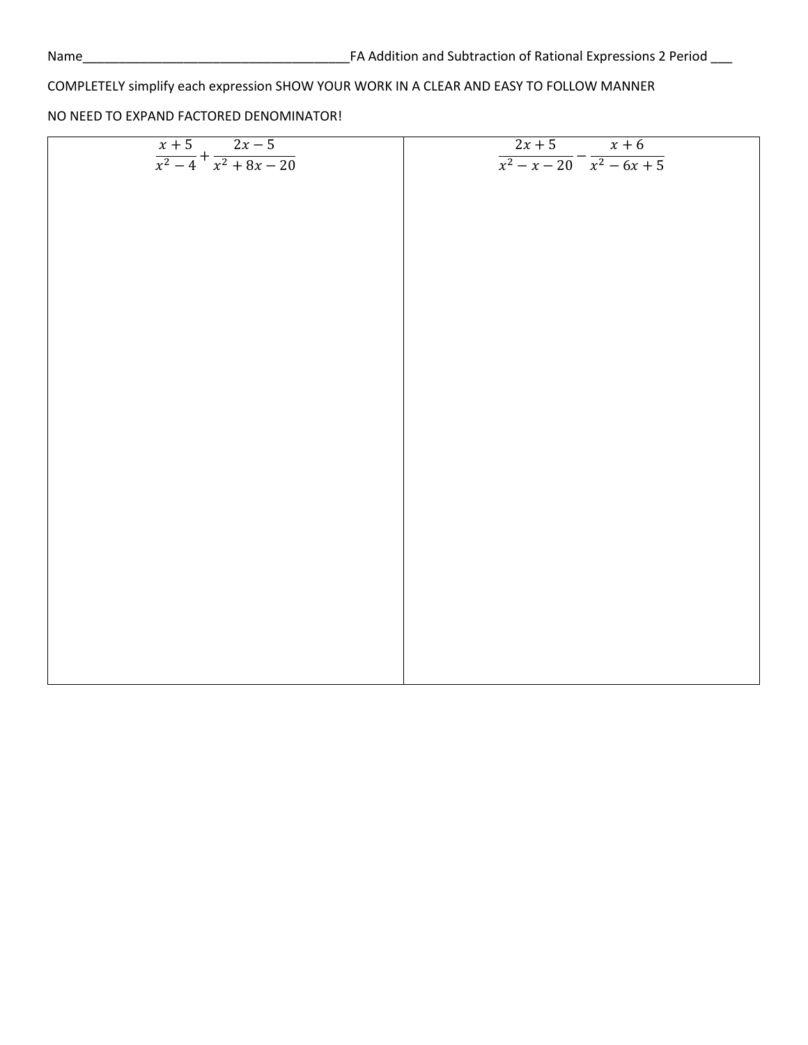Name______________________________________FA Addition and Subtraction of Rational Expressions 2 Period ___

COMPLETELY simplify each expression SHOW YOUR WORK IN A CLEAR AND EASY TO FOLLOW MANNER

NO NEED TO EXPAND FACTORED DENOMINATOR!

| $\frac{x+5}{x^2-4}+\frac{2x-5}{x^2+8x-20}$ | $\frac{2x+5}{x^2-x-20}-\frac{x+6}{x^2-6x+5}$ |
| --- | --- |
| | |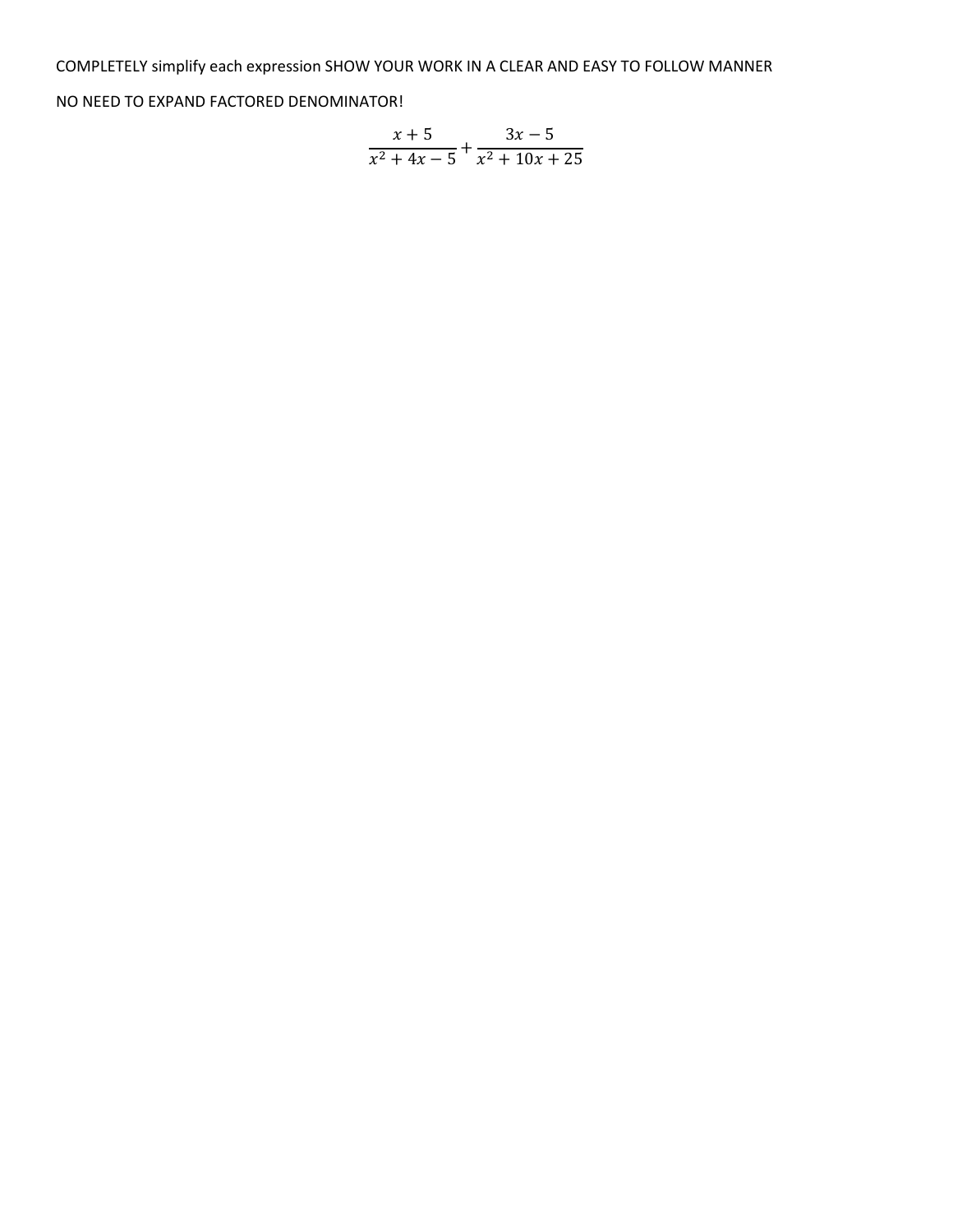COMPLETELY simplify each expression SHOW YOUR WORK IN A CLEAR AND EASY TO FOLLOW MANNER

NO NEED TO EXPAND FACTORED DENOMINATOR!

$$\frac{x+5}{x^2+4x-5}+\frac{3x-5}{x^2+10x+25}$$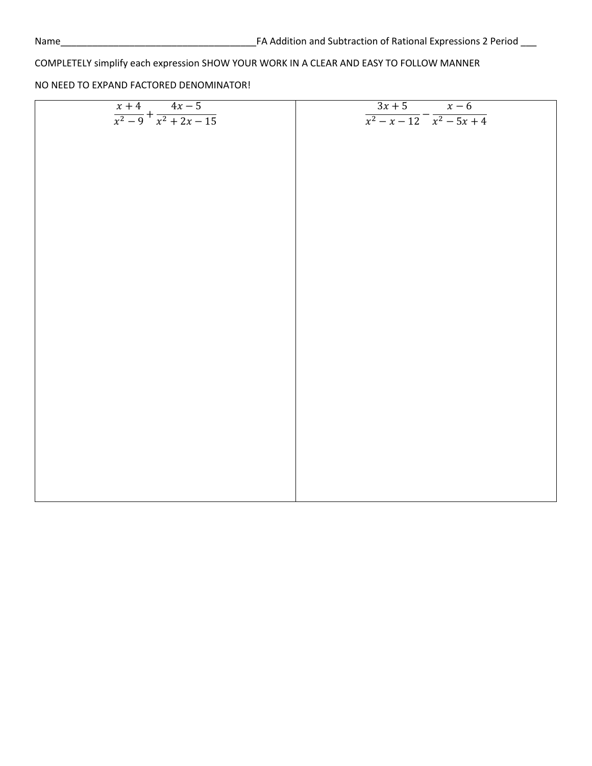Name_______________________________________FA Addition and Subtraction of Rational Expressions 2 Period ___

COMPLETELY simplify each expression SHOW YOUR WORK IN A CLEAR AND EASY TO FOLLOW MANNER

NO NEED TO EXPAND FACTORED DENOMINATOR!

| $\frac{x+4}{x^2-9}+\frac{4x-5}{x^2+2x-15}$ | $\frac{3x+5}{x^2-x-12}-\frac{x-6}{x^2-5x+4}$ |
| --- | --- |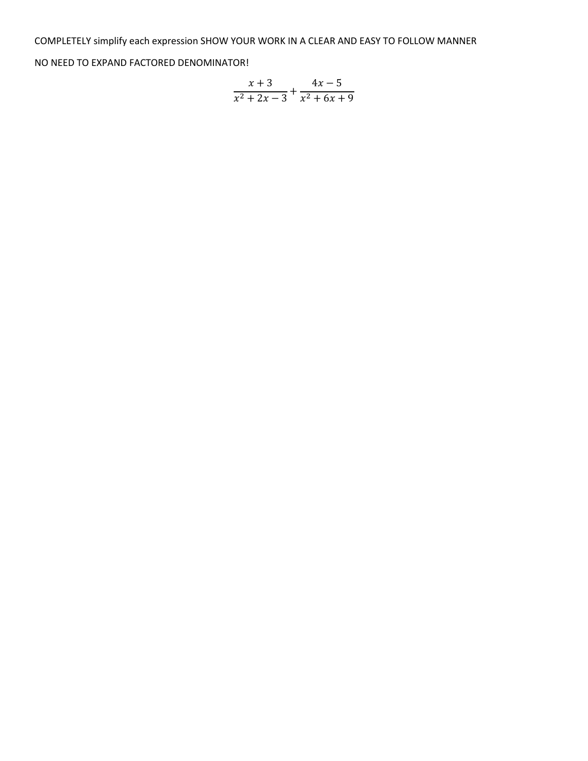COMPLETELY simplify each expression SHOW YOUR WORK IN A CLEAR AND EASY TO FOLLOW MANNER

NO NEED TO EXPAND FACTORED DENOMINATOR!

$$\frac{x+3}{x^2+2x-3}+\frac{4x-5}{x^2+6x+9}$$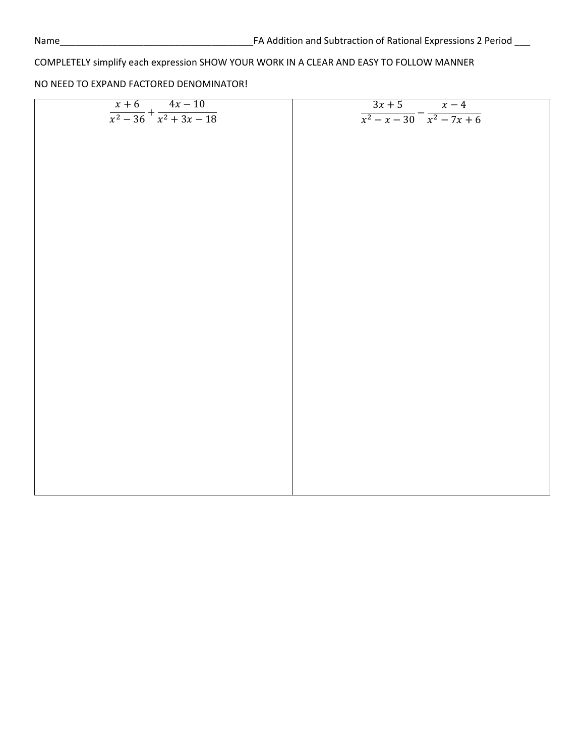Name______________________________________FA Addition and Subtraction of Rational Expressions 2 Period ___

COMPLETELY simplify each expression SHOW YOUR WORK IN A CLEAR AND EASY TO FOLLOW MANNER

NO NEED TO EXPAND FACTORED DENOMINATOR!

| $\frac{x+6}{x^2-36}+\frac{4x-10}{x^2+3x-18}$ | $\frac{3x+5}{x^2-x-30}-\frac{x-4}{x^2-7x+6}$ |
| --- | --- |
| | |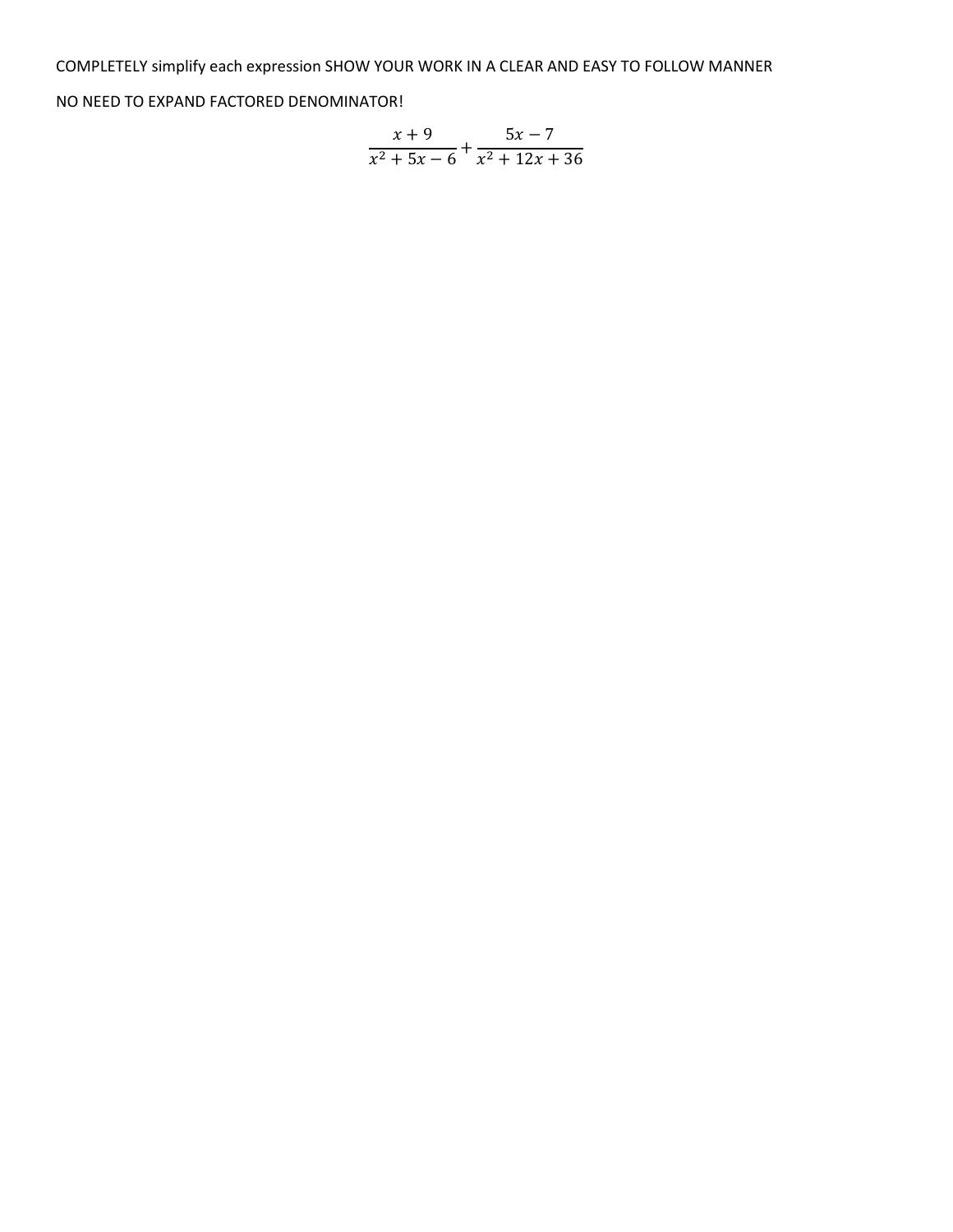COMPLETELY simplify each expression SHOW YOUR WORK IN A CLEAR AND EASY TO FOLLOW MANNER

NO NEED TO EXPAND FACTORED DENOMINATOR!

$$\frac{x+9}{x^2+5x-6}+\frac{5x-7}{x^2+12x+36}$$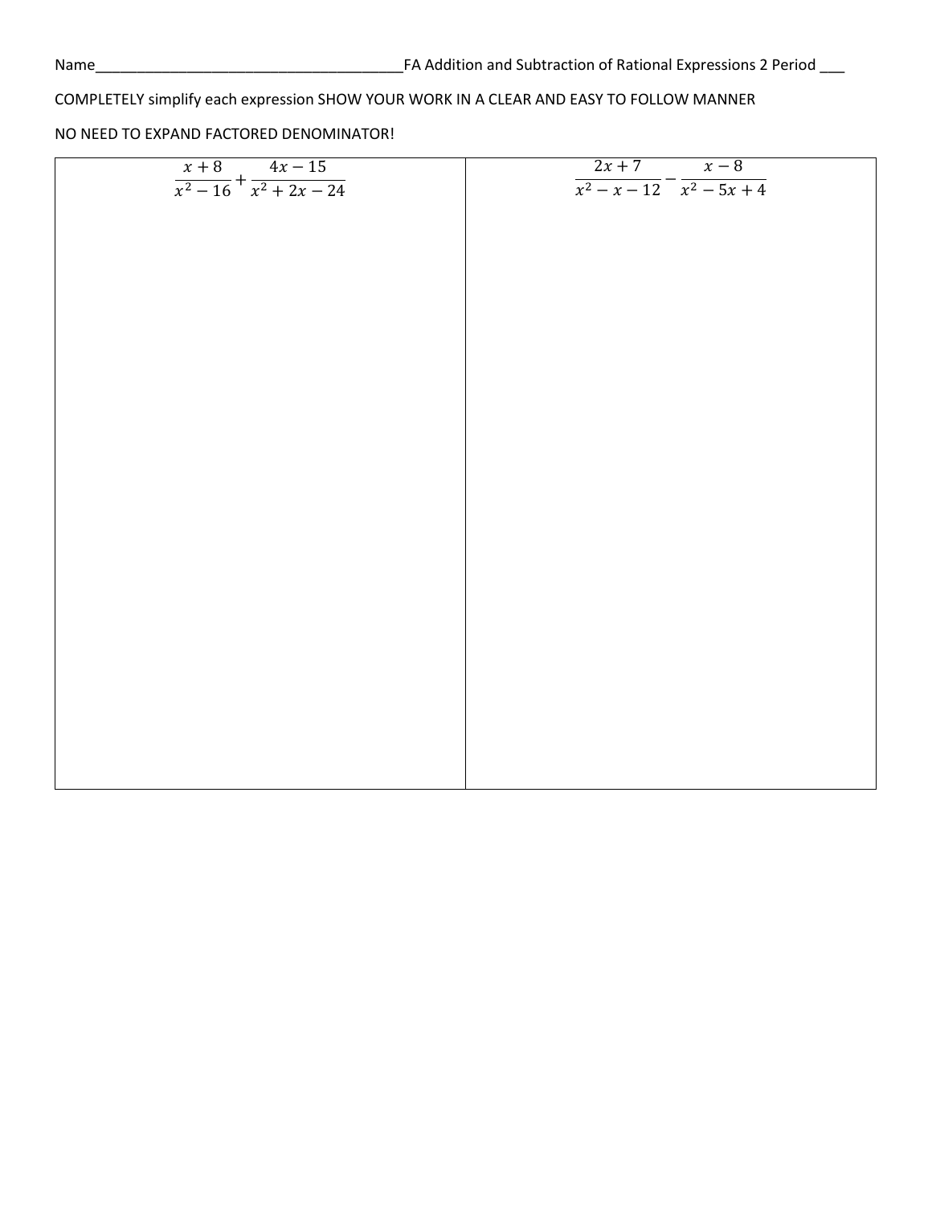Name_____________________________________FA Addition and Subtraction of Rational Expressions 2 Period ___

COMPLETELY simplify each expression SHOW YOUR WORK IN A CLEAR AND EASY TO FOLLOW MANNER

NO NEED TO EXPAND FACTORED DENOMINATOR!

| $\frac{x+8}{x^2-16}+\frac{4x-15}{x^2+2x-24}$ | $\frac{2x+7}{x^2-x-12}-\frac{x-8}{x^2-5x+4}$ |
| --- | --- |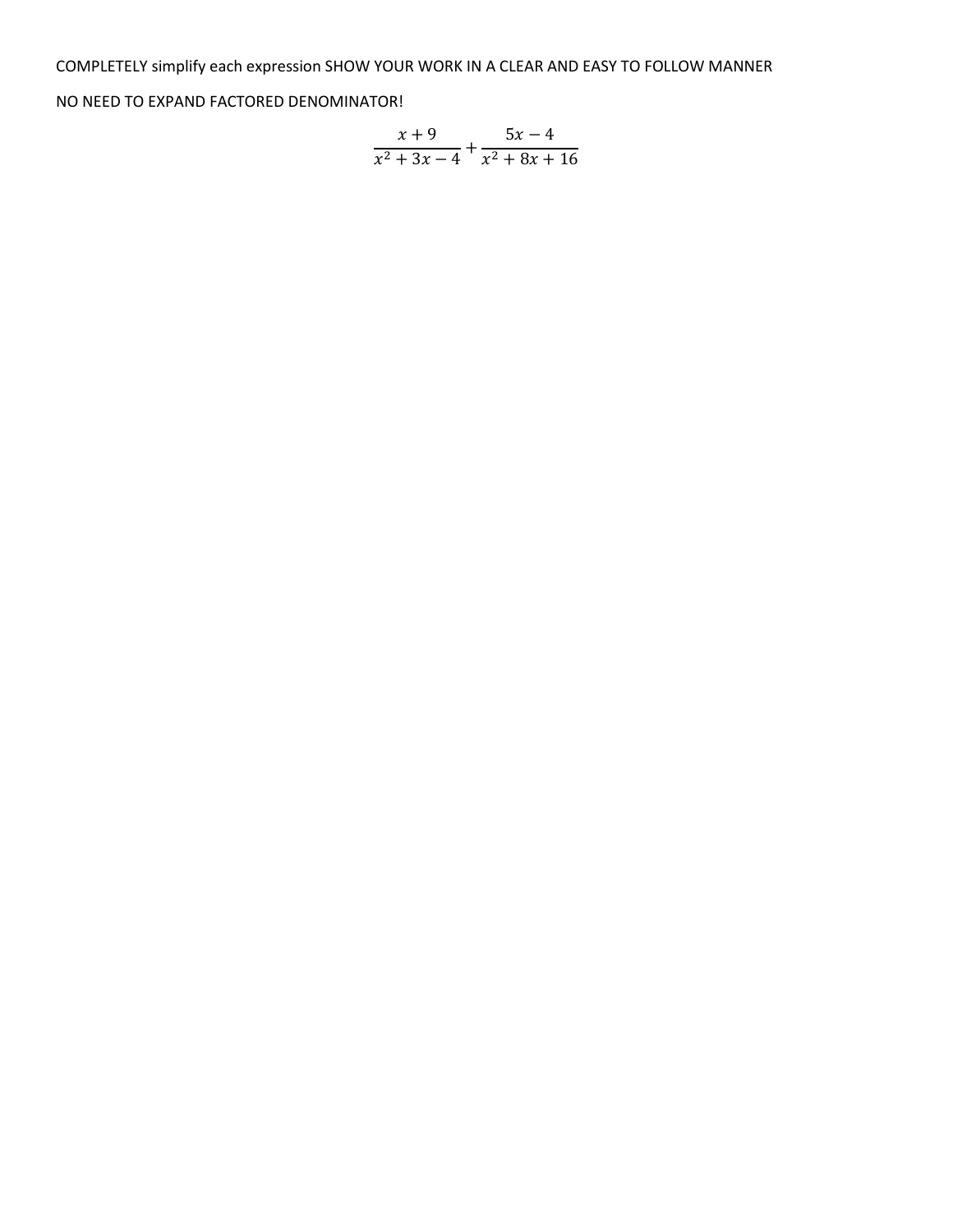COMPLETELY simplify each expression SHOW YOUR WORK IN A CLEAR AND EASY TO FOLLOW MANNER

NO NEED TO EXPAND FACTORED DENOMINATOR!

$$\frac{x+9}{x^2+3x-4}+\frac{5x-4}{x^2+8x+16}$$